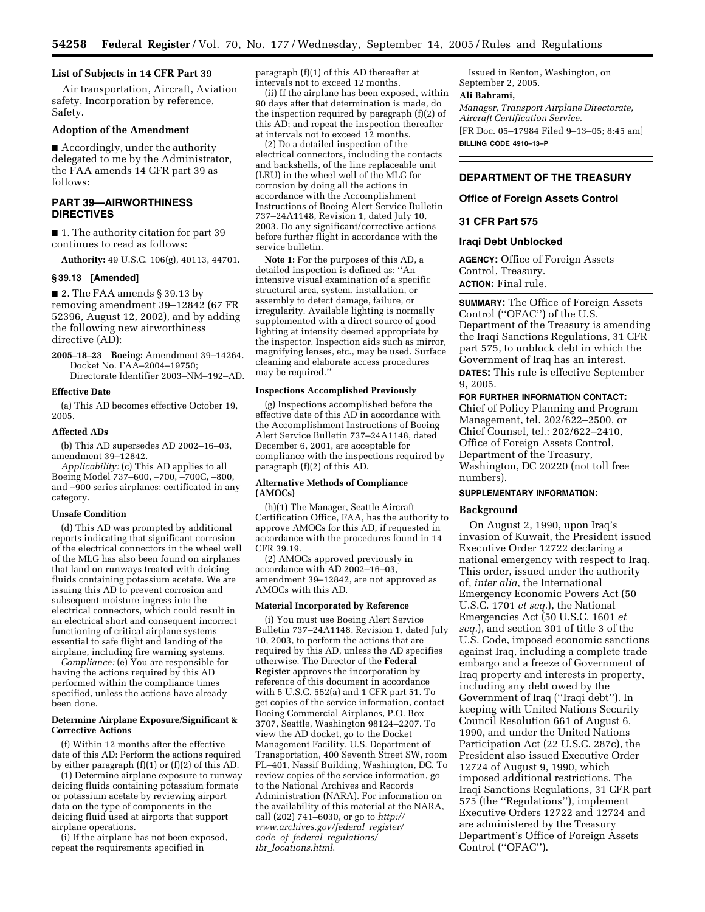**List of Subjects in 14 CFR Part 39**

Air transportation, Aircraft, Aviation safety, Incorporation by reference, Safety.

**Adoption of the Amendment**

■ Accordingly, under the authority delegated to me by the Administrator, the FAA amends 14 CFR part 39 as follows:

## PART 39—AIRWORTHINESS DIRECTIVES

■ 1. The authority citation for part 39 continues to read as follows:

**Authority:** 49 U.S.C. 106(g), 40113, 44701.

**§ 39.13 [Amended]**

■ 2. The FAA amends § 39.13 by removing amendment 39–12842 (67 FR 52396, August 12, 2002), and by adding the following new airworthiness directive (AD):

**2005–18–23 Boeing:** Amendment 39–14264. Docket No. FAA–2004–19750; Directorate Identifier 2003–NM–192–AD.

**Effective Date**

(a) This AD becomes effective October 19, 2005.

**Affected ADs**

(b) This AD supersedes AD 2002–16–03, amendment 39–12842.

*Applicability:* (c) This AD applies to all Boeing Model 737–600, –700, –700C, –800, and –900 series airplanes; certificated in any category.

**Unsafe Condition**

(d) This AD was prompted by additional reports indicating that significant corrosion of the electrical connectors in the wheel well of the MLG has also been found on airplanes that land on runways treated with deicing fluids containing potassium acetate. We are issuing this AD to prevent corrosion and subsequent moisture ingress into the electrical connectors, which could result in an electrical short and consequent incorrect functioning of critical airplane systems essential to safe flight and landing of the airplane, including fire warning systems.

*Compliance:* (e) You are responsible for having the actions required by this AD performed within the compliance times specified, unless the actions have already been done.

**Determine Airplane Exposure/Significant & Corrective Actions**

(f) Within 12 months after the effective date of this AD: Perform the actions required by either paragraph (f)(1) or (f)(2) of this AD.

(1) Determine airplane exposure to runway deicing fluids containing potassium formate or potassium acetate by reviewing airport data on the type of components in the deicing fluid used at airports that support airplane operations.

(i) If the airplane has not been exposed, repeat the requirements specified in paragraph (f)(1) of this AD thereafter at intervals not to exceed 12 months.

(ii) If the airplane has been exposed, within 90 days after that determination is made, do the inspection required by paragraph (f)(2) of this AD; and repeat the inspection thereafter at intervals not to exceed 12 months.

(2) Do a detailed inspection of the electrical connectors, including the contacts and backshells, of the line replaceable unit (LRU) in the wheel well of the MLG for corrosion by doing all the actions in accordance with the Accomplishment Instructions of Boeing Alert Service Bulletin 737–24A1148, Revision 1, dated July 10, 2003. Do any significant/corrective actions before further flight in accordance with the service bulletin.

**Note 1:** For the purposes of this AD, a detailed inspection is defined as: "An intensive visual examination of a specific structural area, system, installation, or assembly to detect damage, failure, or irregularity. Available lighting is normally supplemented with a direct source of good lighting at intensity deemed appropriate by the inspector. Inspection aids such as mirror, magnifying lenses, etc., may be used. Surface cleaning and elaborate access procedures may be required."

**Inspections Accomplished Previously**

(g) Inspections accomplished before the effective date of this AD in accordance with the Accomplishment Instructions of Boeing Alert Service Bulletin 737–24A1148, dated December 6, 2001, are acceptable for compliance with the inspections required by paragraph (f)(2) of this AD.

**Alternative Methods of Compliance (AMOCs)**

(h)(1) The Manager, Seattle Aircraft Certification Office, FAA, has the authority to approve AMOCs for this AD, if requested in accordance with the procedures found in 14 CFR 39.19.

(2) AMOCs approved previously in accordance with AD 2002–16–03, amendment 39–12842, are not approved as AMOCs with this AD.

**Material Incorporated by Reference**

(i) You must use Boeing Alert Service Bulletin 737–24A1148, Revision 1, dated July 10, 2003, to perform the actions that are required by this AD, unless the AD specifies otherwise. The Director of the **Federal Register** approves the incorporation by reference of this document in accordance with 5 U.S.C. 552(a) and 1 CFR part 51. To get copies of the service information, contact Boeing Commercial Airplanes, P.O. Box 3707, Seattle, Washington 98124–2207. To view the AD docket, go to the Docket Management Facility, U.S. Department of Transportation, 400 Seventh Street SW, room PL–401, Nassif Building, Washington, DC. To review copies of the service information, go to the National Archives and Records Administration (NARA). For information on the availability of this material at the NARA, call (202) 741–6030, or go to *http://www.archives.gov/federal_register/code_of_federal_regulations/ibr_locations.html.*

Issued in Renton, Washington, on September 2, 2005.

**Ali Bahrami,**

*Manager, Transport Airplane Directorate, Aircraft Certification Service.*

[FR Doc. 05–17984 Filed 9–13–05; 8:45 am]

**BILLING CODE 4910–13–P**

---

## DEPARTMENT OF THE TREASURY

### Office of Foreign Assets Control

### 31 CFR Part 575

### Iraqi Debt Unblocked

**AGENCY:** Office of Foreign Assets Control, Treasury.

**ACTION:** Final rule.

**SUMMARY:** The Office of Foreign Assets Control ("OFAC") of the U.S. Department of the Treasury is amending the Iraqi Sanctions Regulations, 31 CFR part 575, to unblock debt in which the Government of Iraq has an interest.

**DATES:** This rule is effective September 9, 2005.

**FOR FURTHER INFORMATION CONTACT:** Chief of Policy Planning and Program Management, tel. 202/622–2500, or Chief Counsel, tel.: 202/622–2410, Office of Foreign Assets Control, Department of the Treasury, Washington, DC 20220 (not toll free numbers).

**SUPPLEMENTARY INFORMATION:**

**Background**

On August 2, 1990, upon Iraq's invasion of Kuwait, the President issued Executive Order 12722 declaring a national emergency with respect to Iraq. This order, issued under the authority of, *inter alia*, the International Emergency Economic Powers Act (50 U.S.C. 1701 *et seq.*), the National Emergencies Act (50 U.S.C. 1601 *et seq.*), and section 301 of title 3 of the U.S. Code, imposed economic sanctions against Iraq, including a complete trade embargo and a freeze of Government of Iraq property and interests in property, including any debt owed by the Government of Iraq ("Iraqi debt"). In keeping with United Nations Security Council Resolution 661 of August 6, 1990, and under the United Nations Participation Act (22 U.S.C. 287c), the President also issued Executive Order 12724 of August 9, 1990, which imposed additional restrictions. The Iraqi Sanctions Regulations, 31 CFR part 575 (the "Regulations"), implement Executive Orders 12722 and 12724 and are administered by the Treasury Department's Office of Foreign Assets Control ("OFAC").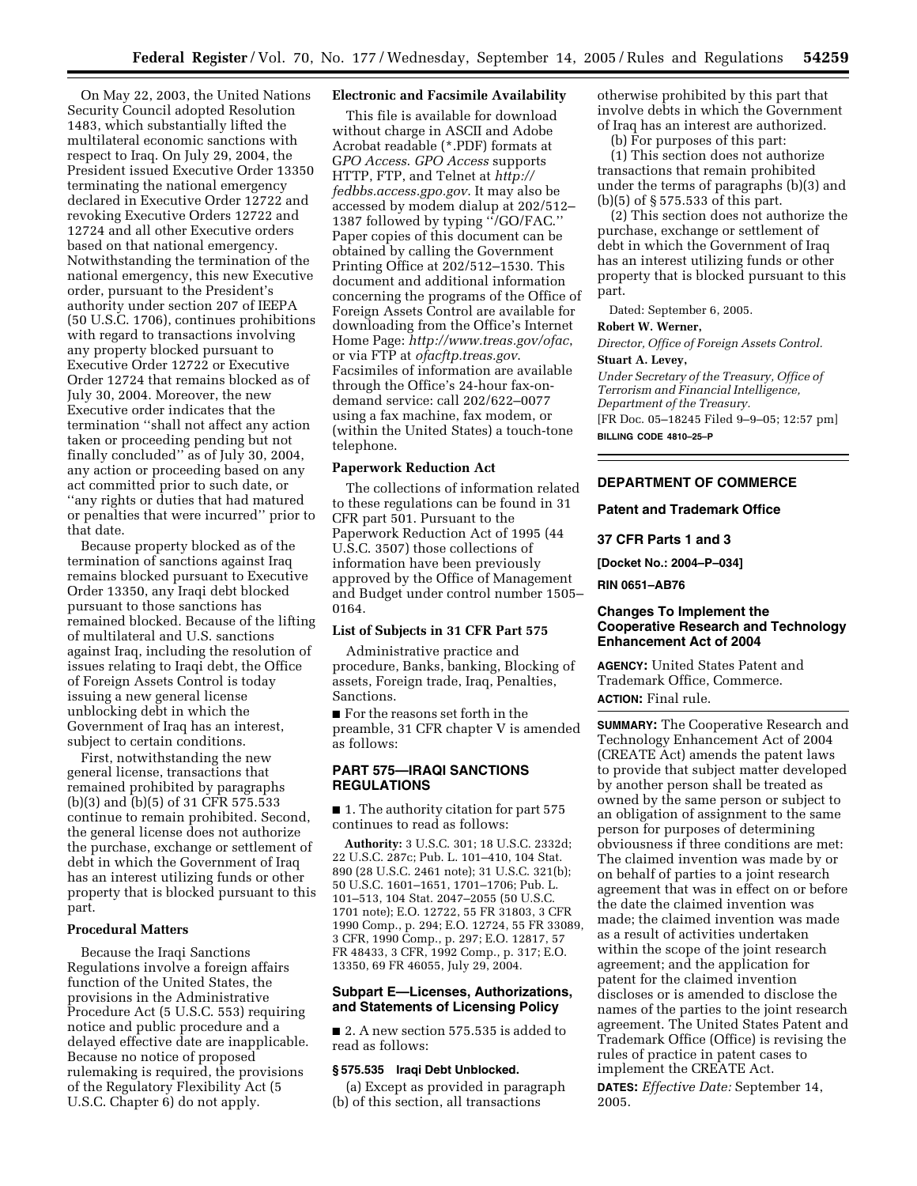On May 22, 2003, the United Nations Security Council adopted Resolution 1483, which substantially lifted the multilateral economic sanctions with respect to Iraq. On July 29, 2004, the President issued Executive Order 13350 terminating the national emergency declared in Executive Order 12722 and revoking Executive Orders 12722 and 12724 and all other Executive orders based on that national emergency. Notwithstanding the termination of the national emergency, this new Executive order, pursuant to the President's authority under section 207 of IEEPA (50 U.S.C. 1706), continues prohibitions with regard to transactions involving any property blocked pursuant to Executive Order 12722 or Executive Order 12724 that remains blocked as of July 30, 2004. Moreover, the new Executive order indicates that the termination ''shall not affect any action taken or proceeding pending but not finally concluded'' as of July 30, 2004, any action or proceeding based on any act committed prior to such date, or ''any rights or duties that had matured or penalties that were incurred'' prior to that date.

Because property blocked as of the termination of sanctions against Iraq remains blocked pursuant to Executive Order 13350, any Iraqi debt blocked pursuant to those sanctions has remained blocked. Because of the lifting of multilateral and U.S. sanctions against Iraq, including the resolution of issues relating to Iraqi debt, the Office of Foreign Assets Control is today issuing a new general license unblocking debt in which the Government of Iraq has an interest, subject to certain conditions.

First, notwithstanding the new general license, transactions that remained prohibited by paragraphs (b)(3) and (b)(5) of 31 CFR 575.533 continue to remain prohibited. Second, the general license does not authorize the purchase, exchange or settlement of debt in which the Government of Iraq has an interest utilizing funds or other property that is blocked pursuant to this part.

**Procedural Matters**

Because the Iraqi Sanctions Regulations involve a foreign affairs function of the United States, the provisions in the Administrative Procedure Act (5 U.S.C. 553) requiring notice and public procedure and a delayed effective date are inapplicable. Because no notice of proposed rulemaking is required, the provisions of the Regulatory Flexibility Act (5 U.S.C. Chapter 6) do not apply.

**Electronic and Facsimile Availability**

This file is available for download without charge in ASCII and Adobe Acrobat readable (*.PDF) formats at G*PO Access*. *GPO Access* supports HTTP, FTP, and Telnet at *http://fedbbs.access.gpo.gov*. It may also be accessed by modem dialup at 202/512–1387 followed by typing ''/GO/FAC.'' Paper copies of this document can be obtained by calling the Government Printing Office at 202/512–1530. This document and additional information concerning the programs of the Office of Foreign Assets Control are available for downloading from the Office's Internet Home Page: *http://www.treas.gov/ofac*, or via FTP at *ofacftp.treas.gov*. Facsimiles of information are available through the Office's 24-hour fax-on-demand service: call 202/622–0077 using a fax machine, fax modem, or (within the United States) a touch-tone telephone.

**Paperwork Reduction Act**

The collections of information related to these regulations can be found in 31 CFR part 501. Pursuant to the Paperwork Reduction Act of 1995 (44 U.S.C. 3507) those collections of information have been previously approved by the Office of Management and Budget under control number 1505–0164.

**List of Subjects in 31 CFR Part 575**

Administrative practice and procedure, Banks, banking, Blocking of assets, Foreign trade, Iraq, Penalties, Sanctions.

■ For the reasons set forth in the preamble, 31 CFR chapter V is amended as follows:

## PART 575—IRAQI SANCTIONS REGULATIONS

■ 1. The authority citation for part 575 continues to read as follows:

**Authority:** 3 U.S.C. 301; 18 U.S.C. 2332d; 22 U.S.C. 287c; Pub. L. 101–410, 104 Stat. 890 (28 U.S.C. 2461 note); 31 U.S.C. 321(b); 50 U.S.C. 1601–1651, 1701–1706; Pub. L. 101–513, 104 Stat. 2047–2055 (50 U.S.C. 1701 note); E.O. 12722, 55 FR 31803, 3 CFR 1990 Comp., p. 294; E.O. 12724, 55 FR 33089, 3 CFR, 1990 Comp., p. 297; E.O. 12817, 57 FR 48433, 3 CFR, 1992 Comp., p. 317; E.O. 13350, 69 FR 46055, July 29, 2004.

### Subpart E—Licenses, Authorizations, and Statements of Licensing Policy

■ 2. A new section 575.535 is added to read as follows:

**§ 575.535 Iraqi Debt Unblocked.**

(a) Except as provided in paragraph (b) of this section, all transactions otherwise prohibited by this part that involve debts in which the Government of Iraq has an interest are authorized.

(b) For purposes of this part:

(1) This section does not authorize transactions that remain prohibited under the terms of paragraphs (b)(3) and (b)(5) of § 575.533 of this part.

(2) This section does not authorize the purchase, exchange or settlement of debt in which the Government of Iraq has an interest utilizing funds or other property that is blocked pursuant to this part.

Dated: September 6, 2005.

**Robert W. Werner,**

*Director, Office of Foreign Assets Control.*

**Stuart A. Levey,**

*Under Secretary of the Treasury, Office of Terrorism and Financial Intelligence, Department of the Treasury.*

[FR Doc. 05–18245 Filed 9–9–05; 12:57 pm]

**BILLING CODE 4810–25–P**

---

## DEPARTMENT OF COMMERCE

### Patent and Trademark Office

### 37 CFR Parts 1 and 3

**[Docket No.: 2004–P–034]**

**RIN 0651–AB76**

## Changes To Implement the Cooperative Research and Technology Enhancement Act of 2004

**AGENCY:** United States Patent and Trademark Office, Commerce.

**ACTION:** Final rule.

**SUMMARY:** The Cooperative Research and Technology Enhancement Act of 2004 (CREATE Act) amends the patent laws to provide that subject matter developed by another person shall be treated as owned by the same person or subject to an obligation of assignment to the same person for purposes of determining obviousness if three conditions are met: The claimed invention was made by or on behalf of parties to a joint research agreement that was in effect on or before the date the claimed invention was made; the claimed invention was made as a result of activities undertaken within the scope of the joint research agreement; and the application for patent for the claimed invention discloses or is amended to disclose the names of the parties to the joint research agreement. The United States Patent and Trademark Office (Office) is revising the rules of practice in patent cases to implement the CREATE Act.

**DATES:** *Effective Date:* September 14, 2005.